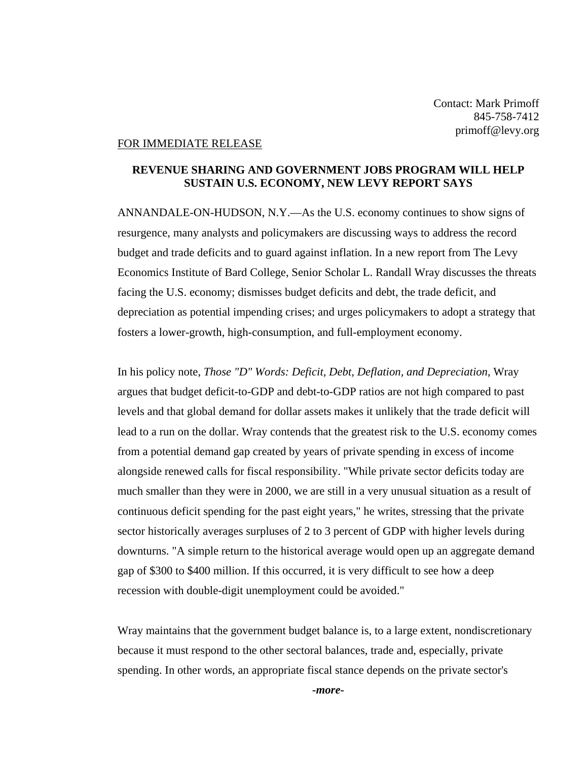Contact: Mark Primoff
845-758-7412
primoff@levy.org

FOR IMMEDIATE RELEASE

**REVENUE SHARING AND GOVERNMENT JOBS PROGRAM WILL HELP SUSTAIN U.S. ECONOMY, NEW LEVY REPORT SAYS**

ANNANDALE-ON-HUDSON, N.Y.—As the U.S. economy continues to show signs of resurgence, many analysts and policymakers are discussing ways to address the record budget and trade deficits and to guard against inflation. In a new report from The Levy Economics Institute of Bard College, Senior Scholar L. Randall Wray discusses the threats facing the U.S. economy; dismisses budget deficits and debt, the trade deficit, and depreciation as potential impending crises; and urges policymakers to adopt a strategy that fosters a lower-growth, high-consumption, and full-employment economy.

In his policy note, *Those "D" Words: Deficit, Debt, Deflation, and Depreciation*, Wray argues that budget deficit-to-GDP and debt-to-GDP ratios are not high compared to past levels and that global demand for dollar assets makes it unlikely that the trade deficit will lead to a run on the dollar. Wray contends that the greatest risk to the U.S. economy comes from a potential demand gap created by years of private spending in excess of income alongside renewed calls for fiscal responsibility. "While private sector deficits today are much smaller than they were in 2000, we are still in a very unusual situation as a result of continuous deficit spending for the past eight years," he writes, stressing that the private sector historically averages surpluses of 2 to 3 percent of GDP with higher levels during downturns. "A simple return to the historical average would open up an aggregate demand gap of $300 to $400 million. If this occurred, it is very difficult to see how a deep recession with double-digit unemployment could be avoided."

Wray maintains that the government budget balance is, to a large extent, nondiscretionary because it must respond to the other sectoral balances, trade and, especially, private spending. In other words, an appropriate fiscal stance depends on the private sector's

***-more-***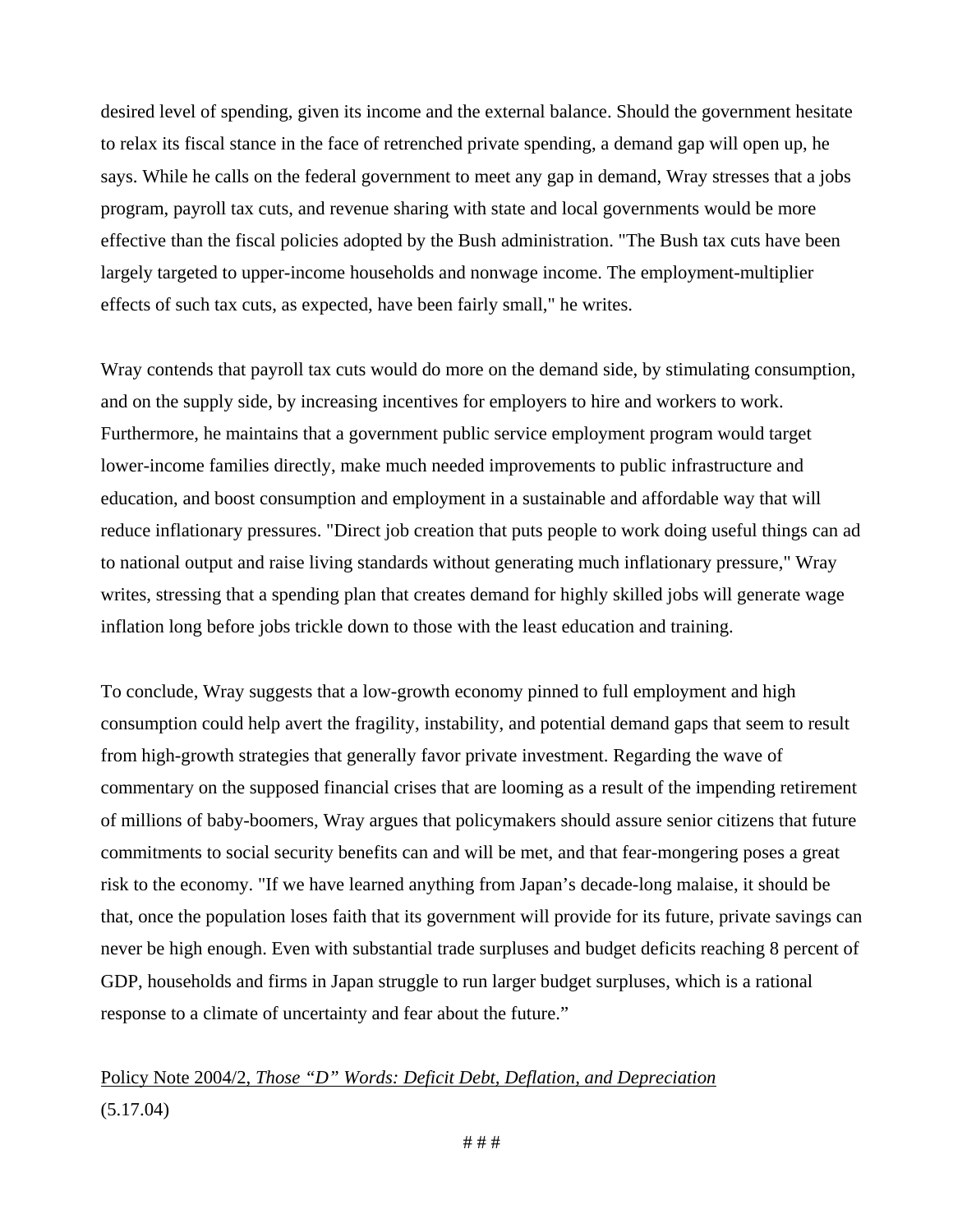desired level of spending, given its income and the external balance. Should the government hesitate to relax its fiscal stance in the face of retrenched private spending, a demand gap will open up, he says. While he calls on the federal government to meet any gap in demand, Wray stresses that a jobs program, payroll tax cuts, and revenue sharing with state and local governments would be more effective than the fiscal policies adopted by the Bush administration. "The Bush tax cuts have been largely targeted to upper-income households and nonwage income. The employment-multiplier effects of such tax cuts, as expected, have been fairly small," he writes.

Wray contends that payroll tax cuts would do more on the demand side, by stimulating consumption, and on the supply side, by increasing incentives for employers to hire and workers to work. Furthermore, he maintains that a government public service employment program would target lower-income families directly, make much needed improvements to public infrastructure and education, and boost consumption and employment in a sustainable and affordable way that will reduce inflationary pressures. "Direct job creation that puts people to work doing useful things can ad to national output and raise living standards without generating much inflationary pressure," Wray writes, stressing that a spending plan that creates demand for highly skilled jobs will generate wage inflation long before jobs trickle down to those with the least education and training.

To conclude, Wray suggests that a low-growth economy pinned to full employment and high consumption could help avert the fragility, instability, and potential demand gaps that seem to result from high-growth strategies that generally favor private investment. Regarding the wave of commentary on the supposed financial crises that are looming as a result of the impending retirement of millions of baby-boomers, Wray argues that policymakers should assure senior citizens that future commitments to social security benefits can and will be met, and that fear-mongering poses a great risk to the economy. "If we have learned anything from Japan's decade-long malaise, it should be that, once the population loses faith that its government will provide for its future, private savings can never be high enough. Even with substantial trade surpluses and budget deficits reaching 8 percent of GDP, households and firms in Japan struggle to run larger budget surpluses, which is a rational response to a climate of uncertainty and fear about the future."

Policy Note 2004/2, *Those "D" Words: Deficit Debt, Deflation, and Depreciation*
(5.17.04)

# # #